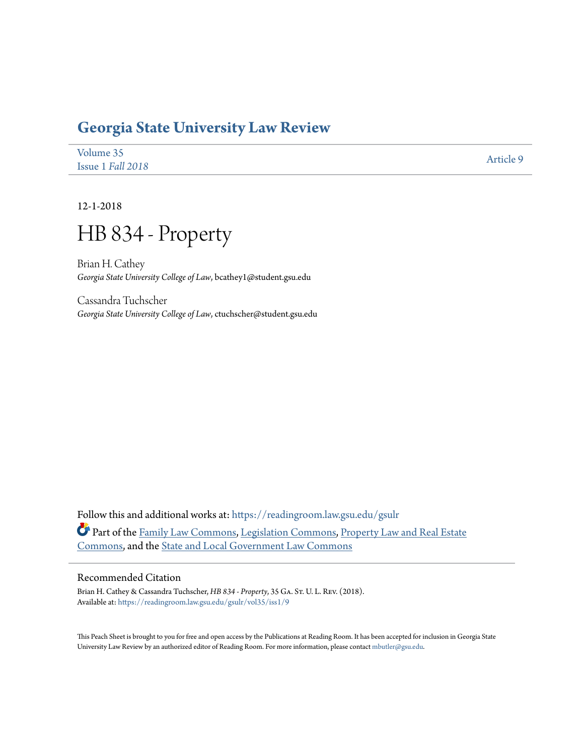# Georgia State University Law Review

Volume 35
Issue 1 *Fall 2018*

Article 9

12-1-2018

# HB 834 - Property

Brian H. Cathey
*Georgia State University College of Law*, bcathey1@student.gsu.edu

Cassandra Tuchscher
*Georgia State University College of Law*, ctuchscher@student.gsu.edu

Follow this and additional works at: https://readingroom.law.gsu.edu/gsulr

Part of the Family Law Commons, Legislation Commons, Property Law and Real Estate Commons, and the State and Local Government Law Commons

## Recommended Citation

Brian H. Cathey & Cassandra Tuchscher, *HB 834 - Property*, 35 Ga. St. U. L. Rev. (2018).
Available at: https://readingroom.law.gsu.edu/gsulr/vol35/iss1/9

This Peach Sheet is brought to you for free and open access by the Publications at Reading Room. It has been accepted for inclusion in Georgia State University Law Review by an authorized editor of Reading Room. For more information, please contact mbutler@gsu.edu.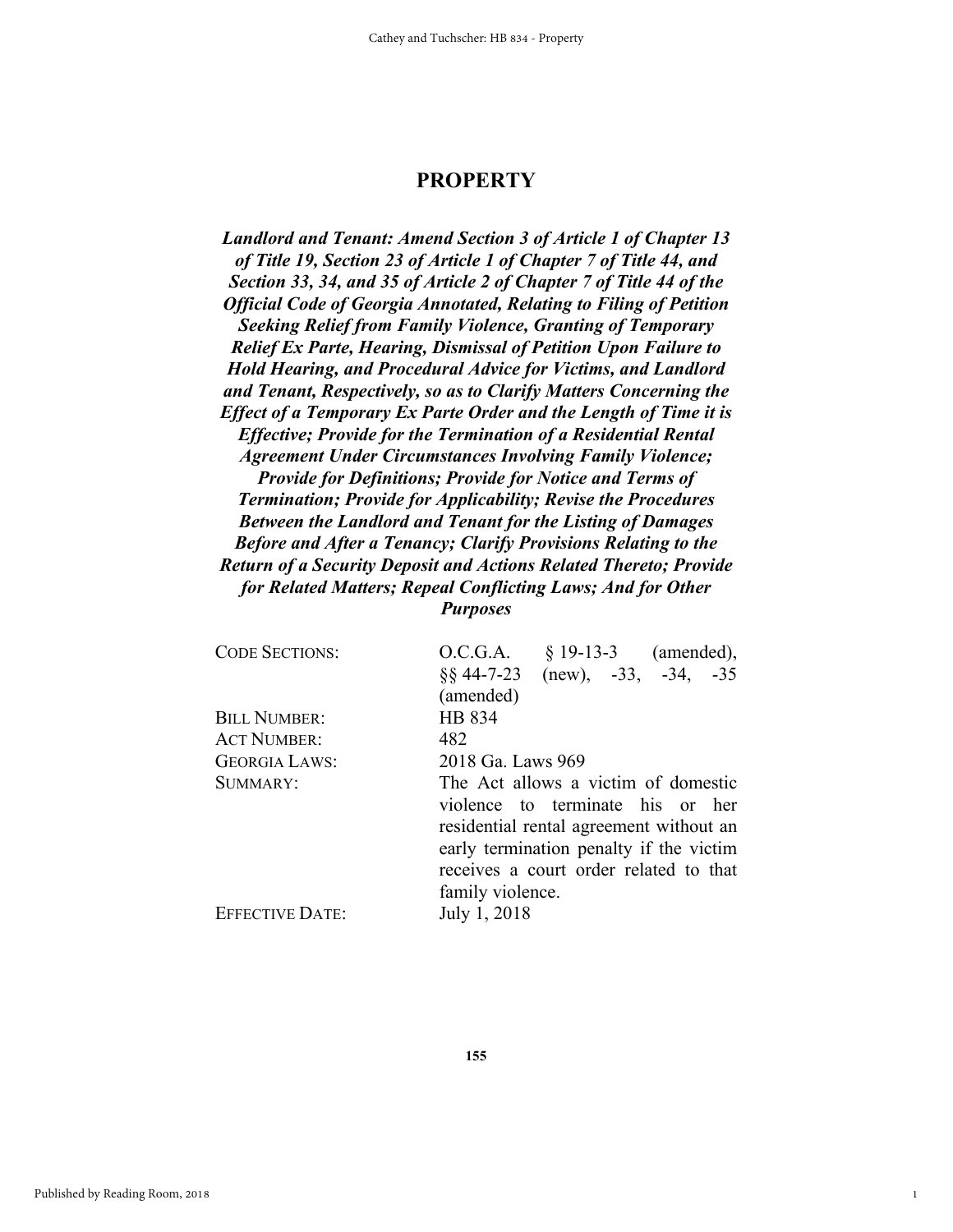# PROPERTY

***Landlord and Tenant: Amend Section 3 of Article 1 of Chapter 13 of Title 19, Section 23 of Article 1 of Chapter 7 of Title 44, and Section 33, 34, and 35 of Article 2 of Chapter 7 of Title 44 of the Official Code of Georgia Annotated, Relating to Filing of Petition Seeking Relief from Family Violence, Granting of Temporary Relief Ex Parte, Hearing, Dismissal of Petition Upon Failure to Hold Hearing, and Procedural Advice for Victims, and Landlord and Tenant, Respectively, so as to Clarify Matters Concerning the Effect of a Temporary Ex Parte Order and the Length of Time it is Effective; Provide for the Termination of a Residential Rental Agreement Under Circumstances Involving Family Violence; Provide for Definitions; Provide for Notice and Terms of Termination; Provide for Applicability; Revise the Procedures Between the Landlord and Tenant for the Listing of Damages Before and After a Tenancy; Clarify Provisions Relating to the Return of a Security Deposit and Actions Related Thereto; Provide for Related Matters; Repeal Conflicting Laws; And for Other Purposes***

| | |
|---|---|
| CODE SECTIONS: | O.C.G.A. § 19-13-3 (amended), §§ 44-7-23 (new), -33, -34, -35 (amended) |
| BILL NUMBER: | HB 834 |
| ACT NUMBER: | 482 |
| GEORGIA LAWS: | 2018 Ga. Laws 969 |
| SUMMARY: | The Act allows a victim of domestic violence to terminate his or her residential rental agreement without an early termination penalty if the victim receives a court order related to that family violence. |
| EFFECTIVE DATE: | July 1, 2018 |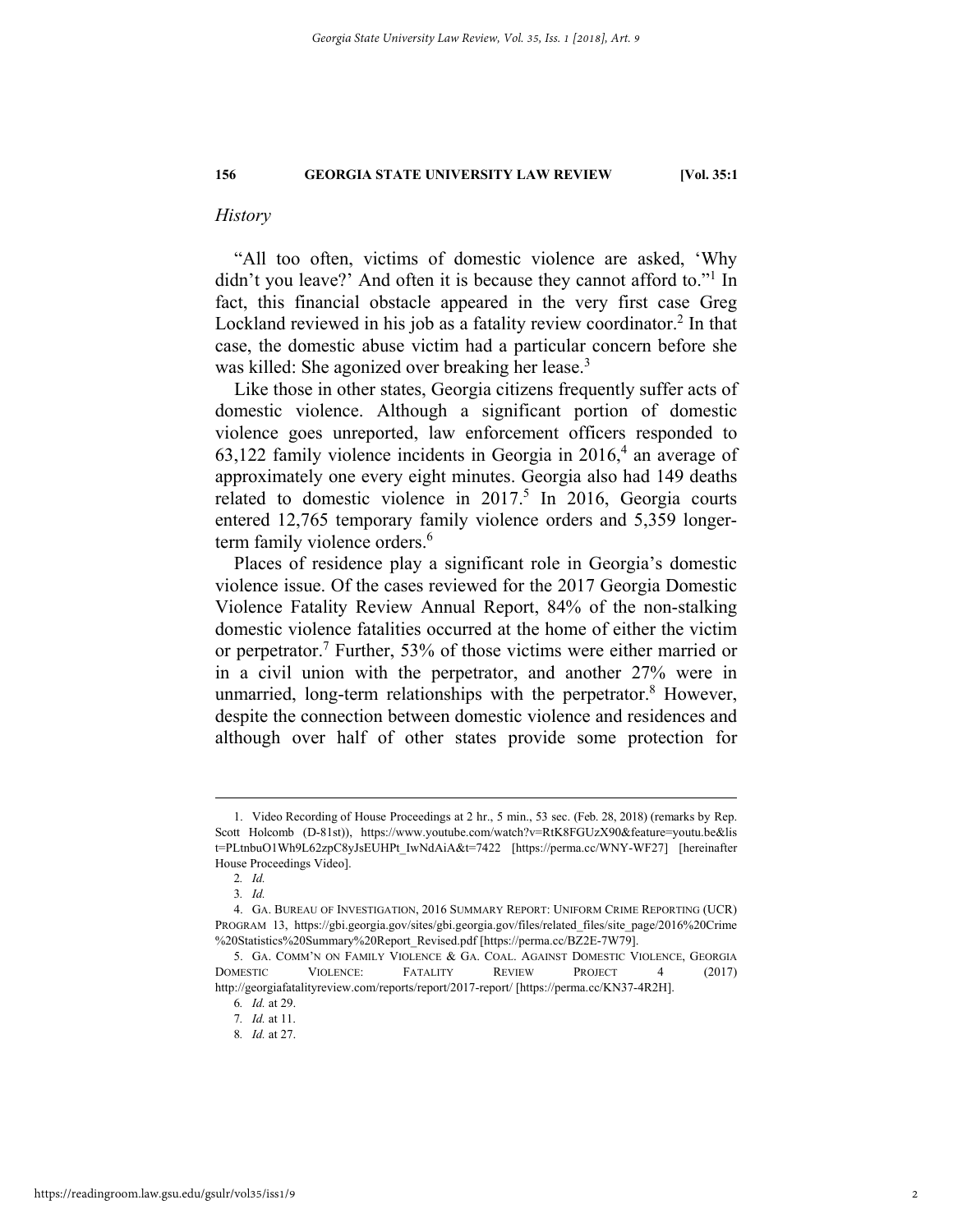*History*

"All too often, victims of domestic violence are asked, 'Why didn't you leave?' And often it is because they cannot afford to."[1] In fact, this financial obstacle appeared in the very first case Greg Lockland reviewed in his job as a fatality review coordinator.[2] In that case, the domestic abuse victim had a particular concern before she was killed: She agonized over breaking her lease.[3]

Like those in other states, Georgia citizens frequently suffer acts of domestic violence. Although a significant portion of domestic violence goes unreported, law enforcement officers responded to 63,122 family violence incidents in Georgia in 2016,[4] an average of approximately one every eight minutes. Georgia also had 149 deaths related to domestic violence in 2017.[5] In 2016, Georgia courts entered 12,765 temporary family violence orders and 5,359 longer-term family violence orders.[6]

Places of residence play a significant role in Georgia's domestic violence issue. Of the cases reviewed for the 2017 Georgia Domestic Violence Fatality Review Annual Report, 84% of the non-stalking domestic violence fatalities occurred at the home of either the victim or perpetrator.[7] Further, 53% of those victims were either married or in a civil union with the perpetrator, and another 27% were in unmarried, long-term relationships with the perpetrator.[8] However, despite the connection between domestic violence and residences and although over half of other states provide some protection for

---

1. Video Recording of House Proceedings at 2 hr., 5 min., 53 sec. (Feb. 28, 2018) (remarks by Rep. Scott Holcomb (D-81st)), https://www.youtube.com/watch?v=RtK8FGUzX90&feature=youtu.be&list=PLtnbuO1Wh9L62zpC8yJsEUHPt_IwNdAiA&t=7422 [https://perma.cc/WNY-WF27] [hereinafter House Proceedings Video].
2. *Id.*
3. *Id.*
4. GA. BUREAU OF INVESTIGATION, 2016 SUMMARY REPORT: UNIFORM CRIME REPORTING (UCR) PROGRAM 13, https://gbi.georgia.gov/sites/gbi.georgia.gov/files/related_files/site_page/2016%20Crime%20Statistics%20Summary%20Report_Revised.pdf [https://perma.cc/BZ2E-7W79].
5. GA. COMM'N ON FAMILY VIOLENCE & GA. COAL. AGAINST DOMESTIC VIOLENCE, GEORGIA DOMESTIC VIOLENCE: FATALITY REVIEW PROJECT 4 (2017) http://georgiafatalityreview.com/reports/report/2017-report/ [https://perma.cc/KN37-4R2H].
6. *Id.* at 29.
7. *Id.* at 11.
8. *Id.* at 27.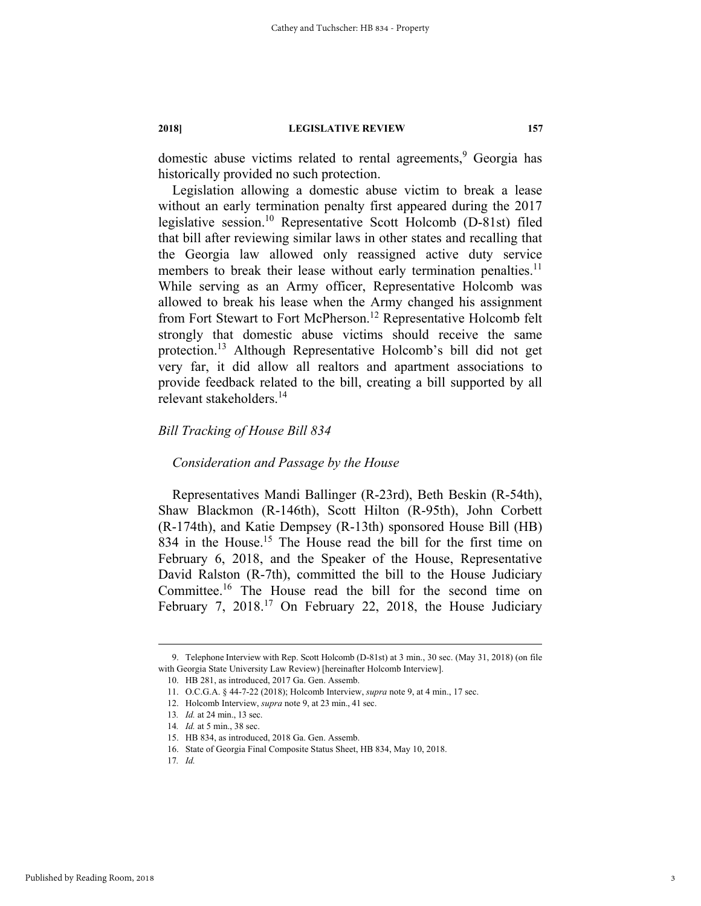domestic abuse victims related to rental agreements,[9] Georgia has historically provided no such protection.

Legislation allowing a domestic abuse victim to break a lease without an early termination penalty first appeared during the 2017 legislative session.[10] Representative Scott Holcomb (D-81st) filed that bill after reviewing similar laws in other states and recalling that the Georgia law allowed only reassigned active duty service members to break their lease without early termination penalties.[11] While serving as an Army officer, Representative Holcomb was allowed to break his lease when the Army changed his assignment from Fort Stewart to Fort McPherson.[12] Representative Holcomb felt strongly that domestic abuse victims should receive the same protection.[13] Although Representative Holcomb's bill did not get very far, it did allow all realtors and apartment associations to provide feedback related to the bill, creating a bill supported by all relevant stakeholders.[14]

### *Bill Tracking of House Bill 834*

#### *Consideration and Passage by the House*

Representatives Mandi Ballinger (R-23rd), Beth Beskin (R-54th), Shaw Blackmon (R-146th), Scott Hilton (R-95th), John Corbett (R-174th), and Katie Dempsey (R-13th) sponsored House Bill (HB) 834 in the House.[15] The House read the bill for the first time on February 6, 2018, and the Speaker of the House, Representative David Ralston (R-7th), committed the bill to the House Judiciary Committee.[16] The House read the bill for the second time on February 7, 2018.[17] On February 22, 2018, the House Judiciary

---

9. Telephone Interview with Rep. Scott Holcomb (D-81st) at 3 min., 30 sec. (May 31, 2018) (on file with Georgia State University Law Review) [hereinafter Holcomb Interview].

10. HB 281, as introduced, 2017 Ga. Gen. Assemb.

11. O.C.G.A. § 44-7-22 (2018); Holcomb Interview, *supra* note 9, at 4 min., 17 sec.

12. Holcomb Interview, *supra* note 9, at 23 min., 41 sec.

13. *Id.* at 24 min., 13 sec.

14. *Id.* at 5 min., 38 sec.

15. HB 834, as introduced, 2018 Ga. Gen. Assemb.

16. State of Georgia Final Composite Status Sheet, HB 834, May 10, 2018.

17. *Id.*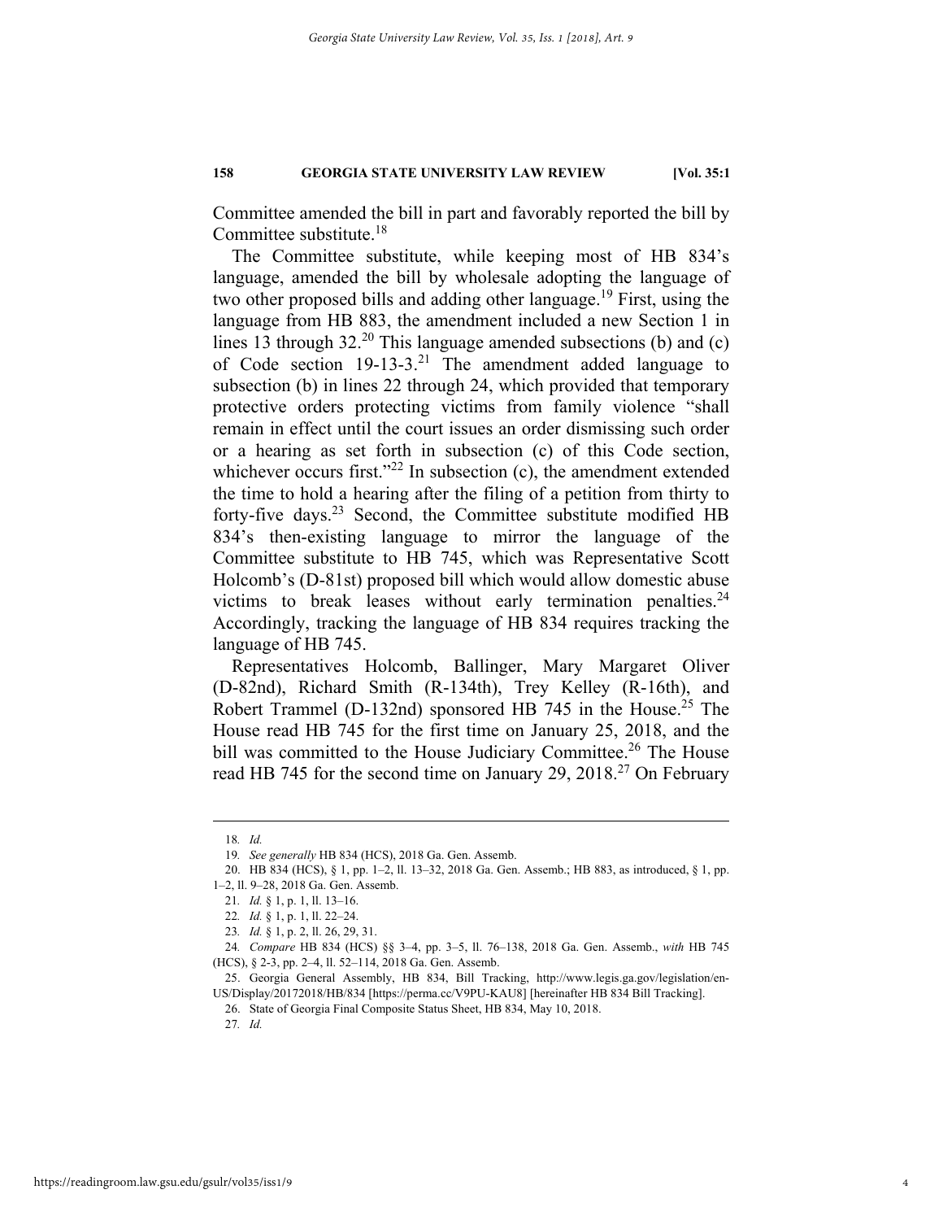Committee amended the bill in part and favorably reported the bill by Committee substitute.[18]

The Committee substitute, while keeping most of HB 834's language, amended the bill by wholesale adopting the language of two other proposed bills and adding other language.[19] First, using the language from HB 883, the amendment included a new Section 1 in lines 13 through 32.[20] This language amended subsections (b) and (c) of Code section 19-13-3.[21] The amendment added language to subsection (b) in lines 22 through 24, which provided that temporary protective orders protecting victims from family violence "shall remain in effect until the court issues an order dismissing such order or a hearing as set forth in subsection (c) of this Code section, whichever occurs first."[22] In subsection (c), the amendment extended the time to hold a hearing after the filing of a petition from thirty to forty-five days.[23] Second, the Committee substitute modified HB 834's then-existing language to mirror the language of the Committee substitute to HB 745, which was Representative Scott Holcomb's (D-81st) proposed bill which would allow domestic abuse victims to break leases without early termination penalties.[24] Accordingly, tracking the language of HB 834 requires tracking the language of HB 745.

Representatives Holcomb, Ballinger, Mary Margaret Oliver (D-82nd), Richard Smith (R-134th), Trey Kelley (R-16th), and Robert Trammel (D-132nd) sponsored HB 745 in the House.[25] The House read HB 745 for the first time on January 25, 2018, and the bill was committed to the House Judiciary Committee.[26] The House read HB 745 for the second time on January 29, 2018.[27] On February

---

18. *Id.*

19. *See generally* HB 834 (HCS), 2018 Ga. Gen. Assemb.

20. HB 834 (HCS), § 1, pp. 1–2, ll. 13–32, 2018 Ga. Gen. Assemb.; HB 883, as introduced, § 1, pp. 1–2, ll. 9–28, 2018 Ga. Gen. Assemb.

21. *Id.* § 1, p. 1, ll. 13–16.

22. *Id.* § 1, p. 1, ll. 22–24.

23. *Id.* § 1, p. 2, ll. 26, 29, 31.

24. *Compare* HB 834 (HCS) §§ 3–4, pp. 3–5, ll. 76–138, 2018 Ga. Gen. Assemb., *with* HB 745 (HCS), § 2-3, pp. 2–4, ll. 52–114, 2018 Ga. Gen. Assemb.

25. Georgia General Assembly, HB 834, Bill Tracking, http://www.legis.ga.gov/legislation/en-US/Display/20172018/HB/834 [https://perma.cc/V9PU-KAU8] [hereinafter HB 834 Bill Tracking].

26. State of Georgia Final Composite Status Sheet, HB 834, May 10, 2018.

27. *Id.*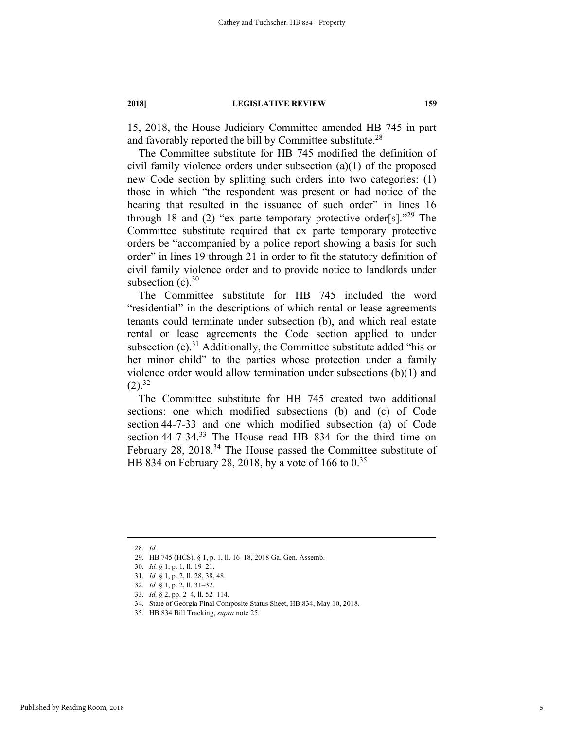15, 2018, the House Judiciary Committee amended HB 745 in part and favorably reported the bill by Committee substitute.[28]

The Committee substitute for HB 745 modified the definition of civil family violence orders under subsection (a)(1) of the proposed new Code section by splitting such orders into two categories: (1) those in which "the respondent was present or had notice of the hearing that resulted in the issuance of such order" in lines 16 through 18 and (2) "ex parte temporary protective order[s]."[29] The Committee substitute required that ex parte temporary protective orders be "accompanied by a police report showing a basis for such order" in lines 19 through 21 in order to fit the statutory definition of civil family violence order and to provide notice to landlords under subsection (c).[30]

The Committee substitute for HB 745 included the word "residential" in the descriptions of which rental or lease agreements tenants could terminate under subsection (b), and which real estate rental or lease agreements the Code section applied to under subsection (e).[31] Additionally, the Committee substitute added "his or her minor child" to the parties whose protection under a family violence order would allow termination under subsections (b)(1) and (2).[32]

The Committee substitute for HB 745 created two additional sections: one which modified subsections (b) and (c) of Code section 44-7-33 and one which modified subsection (a) of Code section 44-7-34.[33] The House read HB 834 for the third time on February 28, 2018.[34] The House passed the Committee substitute of HB 834 on February 28, 2018, by a vote of 166 to 0.[35]

---

28. *Id.*
29. HB 745 (HCS), § 1, p. 1, ll. 16–18, 2018 Ga. Gen. Assemb.
30. *Id.* § 1, p. 1, ll. 19–21.
31. *Id.* § 1, p. 2, ll. 28, 38, 48.
32. *Id.* § 1, p. 2, ll. 31–32.
33. *Id.* § 2, pp. 2–4, ll. 52–114.
34. State of Georgia Final Composite Status Sheet, HB 834, May 10, 2018.
35. HB 834 Bill Tracking, *supra* note 25.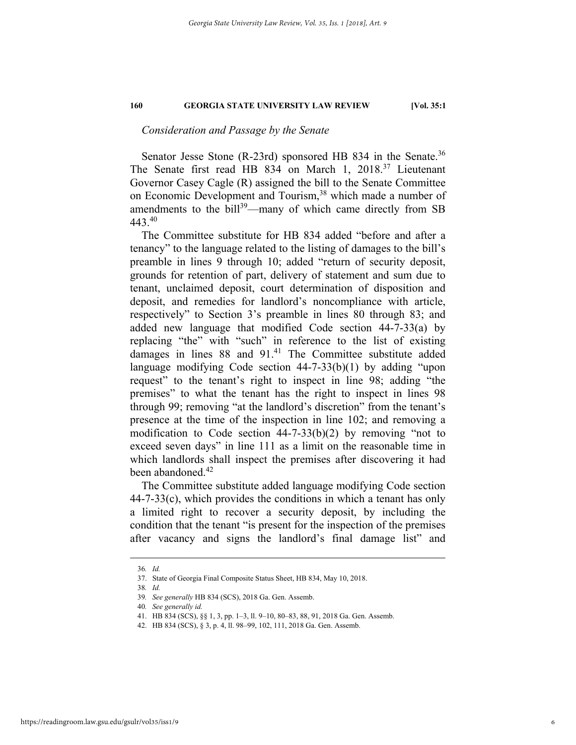*Consideration and Passage by the Senate*

Senator Jesse Stone (R-23rd) sponsored HB 834 in the Senate.[36] The Senate first read HB 834 on March 1, 2018.[37] Lieutenant Governor Casey Cagle (R) assigned the bill to the Senate Committee on Economic Development and Tourism,[38] which made a number of amendments to the bill[39]—many of which came directly from SB 443.[40]

The Committee substitute for HB 834 added "before and after a tenancy" to the language related to the listing of damages to the bill's preamble in lines 9 through 10; added "return of security deposit, grounds for retention of part, delivery of statement and sum due to tenant, unclaimed deposit, court determination of disposition and deposit, and remedies for landlord's noncompliance with article, respectively" to Section 3's preamble in lines 80 through 83; and added new language that modified Code section 44-7-33(a) by replacing "the" with "such" in reference to the list of existing damages in lines 88 and 91.[41] The Committee substitute added language modifying Code section 44-7-33(b)(1) by adding "upon request" to the tenant's right to inspect in line 98; adding "the premises" to what the tenant has the right to inspect in lines 98 through 99; removing "at the landlord's discretion" from the tenant's presence at the time of the inspection in line 102; and removing a modification to Code section 44-7-33(b)(2) by removing "not to exceed seven days" in line 111 as a limit on the reasonable time in which landlords shall inspect the premises after discovering it had been abandoned.[42]

The Committee substitute added language modifying Code section 44-7-33(c), which provides the conditions in which a tenant has only a limited right to recover a security deposit, by including the condition that the tenant "is present for the inspection of the premises after vacancy and signs the landlord's final damage list" and

---

36. *Id.*

37. State of Georgia Final Composite Status Sheet, HB 834, May 10, 2018.

38. *Id.*

39. *See generally* HB 834 (SCS), 2018 Ga. Gen. Assemb.

40. *See generally id.*

41. HB 834 (SCS), §§ 1, 3, pp. 1–3, ll. 9–10, 80–83, 88, 91, 2018 Ga. Gen. Assemb.

42. HB 834 (SCS), § 3, p. 4, ll. 98–99, 102, 111, 2018 Ga. Gen. Assemb.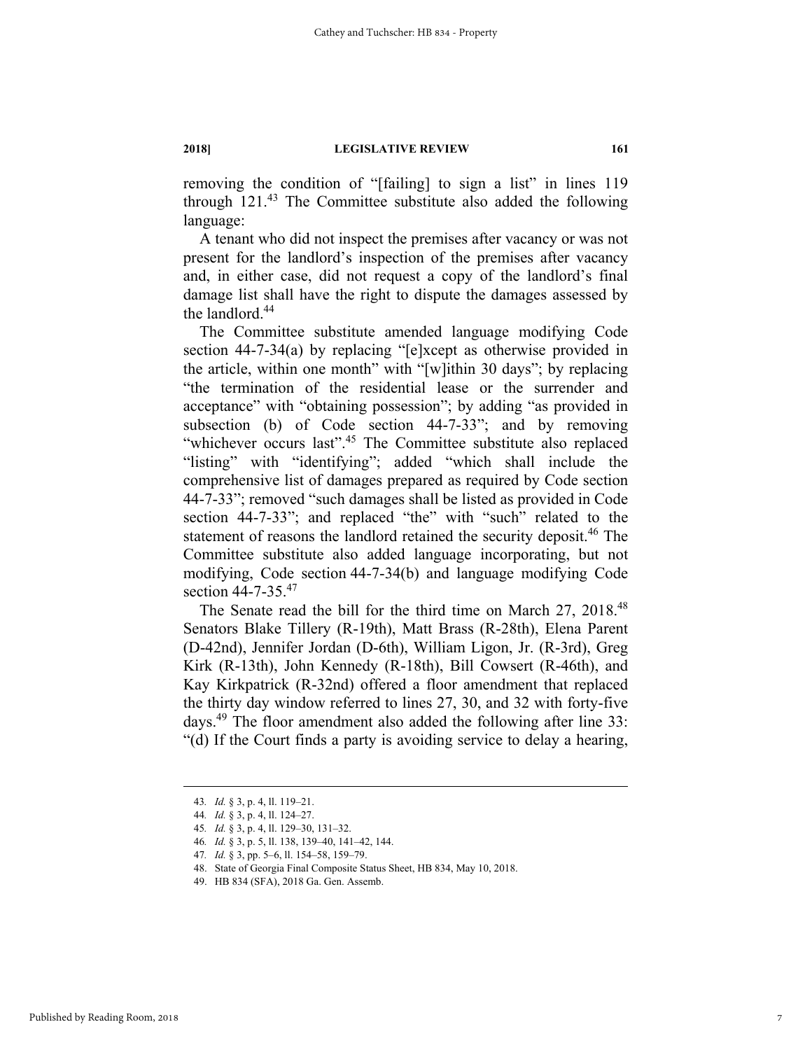removing the condition of "[failing] to sign a list" in lines 119 through 121.[43] The Committee substitute also added the following language:

> A tenant who did not inspect the premises after vacancy or was not present for the landlord's inspection of the premises after vacancy and, in either case, did not request a copy of the landlord's final damage list shall have the right to dispute the damages assessed by the landlord.[44]

The Committee substitute amended language modifying Code section 44-7-34(a) by replacing "[e]xcept as otherwise provided in the article, within one month" with "[w]ithin 30 days"; by replacing "the termination of the residential lease or the surrender and acceptance" with "obtaining possession"; by adding "as provided in subsection (b) of Code section 44-7-33"; and by removing "whichever occurs last".[45] The Committee substitute also replaced "listing" with "identifying"; added "which shall include the comprehensive list of damages prepared as required by Code section 44-7-33"; removed "such damages shall be listed as provided in Code section 44-7-33"; and replaced "the" with "such" related to the statement of reasons the landlord retained the security deposit.[46] The Committee substitute also added language incorporating, but not modifying, Code section 44-7-34(b) and language modifying Code section 44-7-35.[47]

The Senate read the bill for the third time on March 27, 2018.[48] Senators Blake Tillery (R-19th), Matt Brass (R-28th), Elena Parent (D-42nd), Jennifer Jordan (D-6th), William Ligon, Jr. (R-3rd), Greg Kirk (R-13th), John Kennedy (R-18th), Bill Cowsert (R-46th), and Kay Kirkpatrick (R-32nd) offered a floor amendment that replaced the thirty day window referred to lines 27, 30, and 32 with forty-five days.[49] The floor amendment also added the following after line 33: "(d) If the Court finds a party is avoiding service to delay a hearing,

---

43. *Id.* § 3, p. 4, ll. 119–21.
44. *Id.* § 3, p. 4, ll. 124–27.
45. *Id.* § 3, p. 4, ll. 129–30, 131–32.
46. *Id.* § 3, p. 5, ll. 138, 139–40, 141–42, 144.
47. *Id.* § 3, pp. 5–6, ll. 154–58, 159–79.
48. State of Georgia Final Composite Status Sheet, HB 834, May 10, 2018.
49. HB 834 (SFA), 2018 Ga. Gen. Assemb.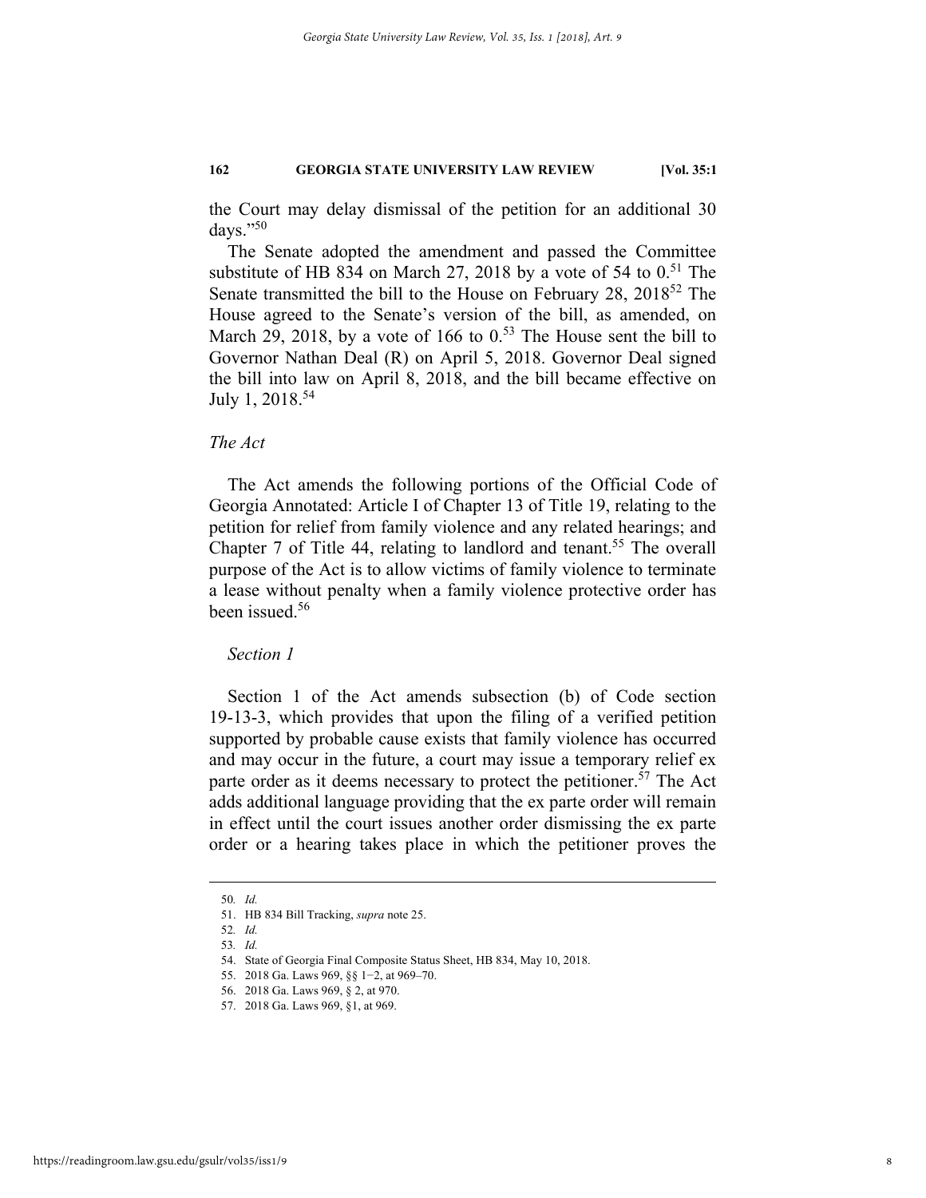the Court may delay dismissal of the petition for an additional 30 days."[50]

The Senate adopted the amendment and passed the Committee substitute of HB 834 on March 27, 2018 by a vote of 54 to 0.[51] The Senate transmitted the bill to the House on February 28, 2018[52] The House agreed to the Senate's version of the bill, as amended, on March 29, 2018, by a vote of 166 to 0.[53] The House sent the bill to Governor Nathan Deal (R) on April 5, 2018. Governor Deal signed the bill into law on April 8, 2018, and the bill became effective on July 1, 2018.[54]

### *The Act*

The Act amends the following portions of the Official Code of Georgia Annotated: Article I of Chapter 13 of Title 19, relating to the petition for relief from family violence and any related hearings; and Chapter 7 of Title 44, relating to landlord and tenant.[55] The overall purpose of the Act is to allow victims of family violence to terminate a lease without penalty when a family violence protective order has been issued.[56]

#### *Section 1*

Section 1 of the Act amends subsection (b) of Code section 19-13-3, which provides that upon the filing of a verified petition supported by probable cause exists that family violence has occurred and may occur in the future, a court may issue a temporary relief ex parte order as it deems necessary to protect the petitioner.[57] The Act adds additional language providing that the ex parte order will remain in effect until the court issues another order dismissing the ex parte order or a hearing takes place in which the petitioner proves the

---

50. *Id.*
51. HB 834 Bill Tracking, *supra* note 25.
52. *Id.*
53. *Id.*
54. State of Georgia Final Composite Status Sheet, HB 834, May 10, 2018.
55. 2018 Ga. Laws 969, §§ 1−2, at 969–70.
56. 2018 Ga. Laws 969, § 2, at 970.
57. 2018 Ga. Laws 969, §1, at 969.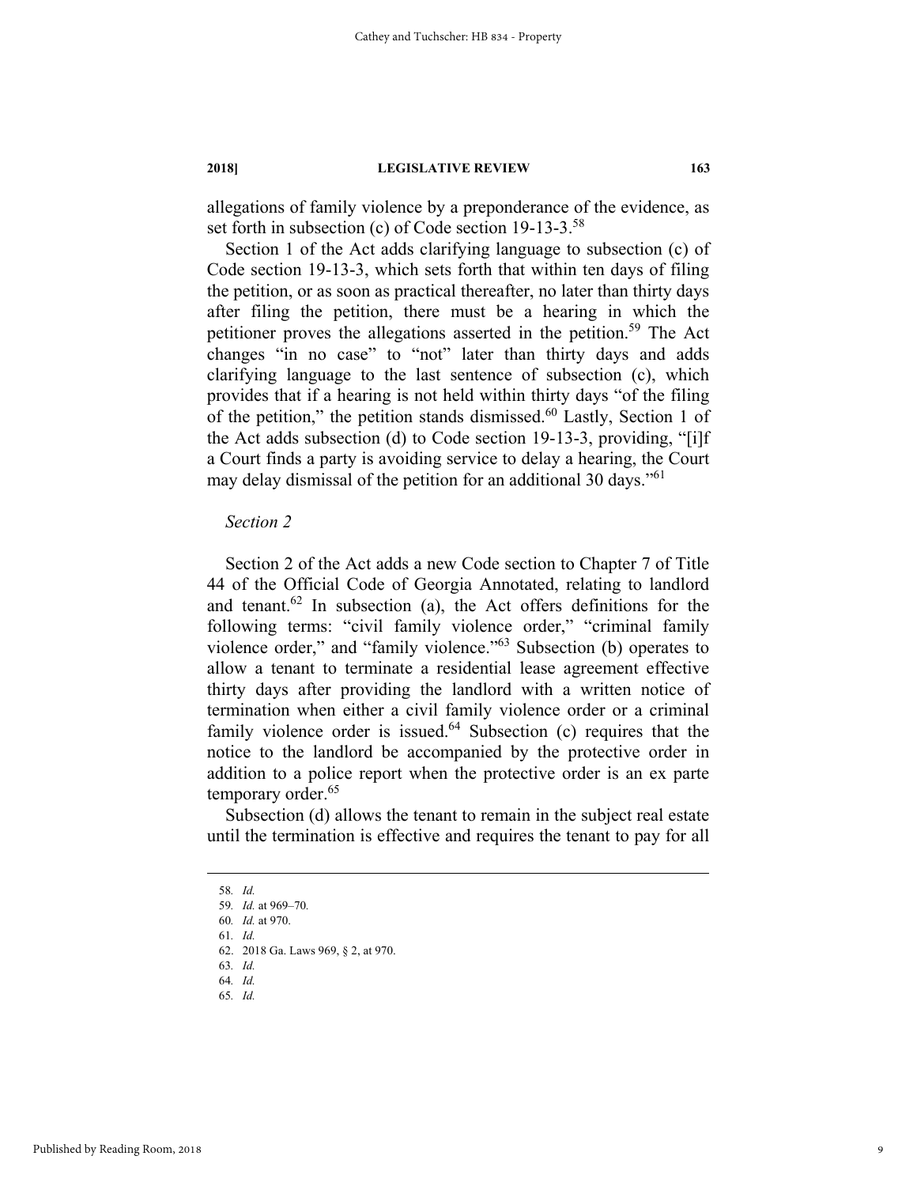allegations of family violence by a preponderance of the evidence, as set forth in subsection (c) of Code section 19-13-3.[58]

Section 1 of the Act adds clarifying language to subsection (c) of Code section 19-13-3, which sets forth that within ten days of filing the petition, or as soon as practical thereafter, no later than thirty days after filing the petition, there must be a hearing in which the petitioner proves the allegations asserted in the petition.[59] The Act changes "in no case" to "not" later than thirty days and adds clarifying language to the last sentence of subsection (c), which provides that if a hearing is not held within thirty days "of the filing of the petition," the petition stands dismissed.[60] Lastly, Section 1 of the Act adds subsection (d) to Code section 19-13-3, providing, "[i]f a Court finds a party is avoiding service to delay a hearing, the Court may delay dismissal of the petition for an additional 30 days."[61]

*Section 2*

Section 2 of the Act adds a new Code section to Chapter 7 of Title 44 of the Official Code of Georgia Annotated, relating to landlord and tenant.[62] In subsection (a), the Act offers definitions for the following terms: "civil family violence order," "criminal family violence order," and "family violence."[63] Subsection (b) operates to allow a tenant to terminate a residential lease agreement effective thirty days after providing the landlord with a written notice of termination when either a civil family violence order or a criminal family violence order is issued.[64] Subsection (c) requires that the notice to the landlord be accompanied by the protective order in addition to a police report when the protective order is an ex parte temporary order.[65]

Subsection (d) allows the tenant to remain in the subject real estate until the termination is effective and requires the tenant to pay for all

---

58. *Id.*
59. *Id.* at 969–70.
60. *Id.* at 970.
61. *Id.*
62. 2018 Ga. Laws 969, § 2, at 970.
63. *Id.*
64. *Id.*
65. *Id.*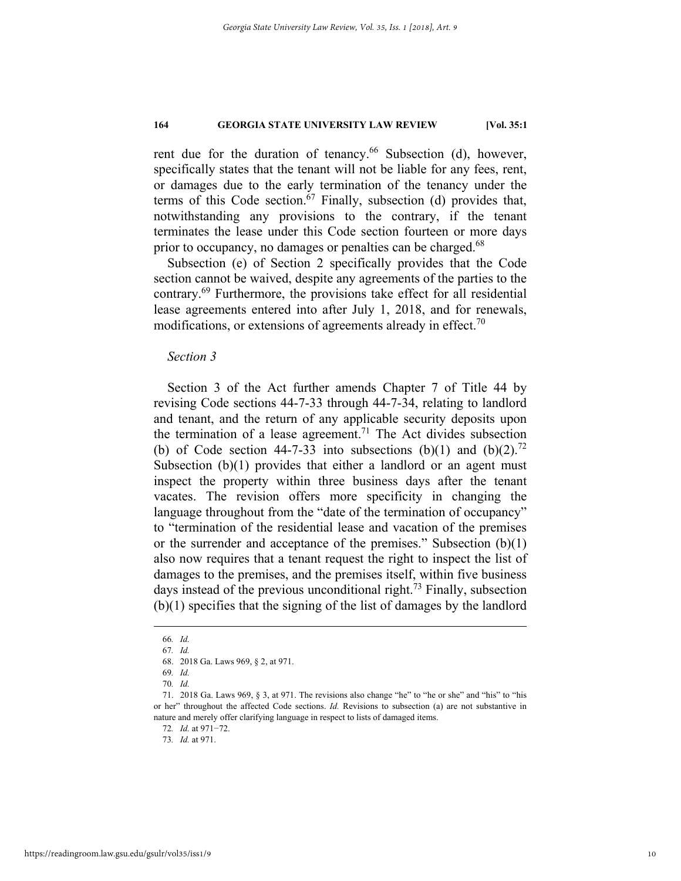rent due for the duration of tenancy.[66] Subsection (d), however, specifically states that the tenant will not be liable for any fees, rent, or damages due to the early termination of the tenancy under the terms of this Code section.[67] Finally, subsection (d) provides that, notwithstanding any provisions to the contrary, if the tenant terminates the lease under this Code section fourteen or more days prior to occupancy, no damages or penalties can be charged.[68]

Subsection (e) of Section 2 specifically provides that the Code section cannot be waived, despite any agreements of the parties to the contrary.[69] Furthermore, the provisions take effect for all residential lease agreements entered into after July 1, 2018, and for renewals, modifications, or extensions of agreements already in effect.[70]

*Section 3*

Section 3 of the Act further amends Chapter 7 of Title 44 by revising Code sections 44-7-33 through 44-7-34, relating to landlord and tenant, and the return of any applicable security deposits upon the termination of a lease agreement.[71] The Act divides subsection (b) of Code section 44-7-33 into subsections (b)(1) and (b)(2).[72] Subsection (b)(1) provides that either a landlord or an agent must inspect the property within three business days after the tenant vacates. The revision offers more specificity in changing the language throughout from the "date of the termination of occupancy" to "termination of the residential lease and vacation of the premises or the surrender and acceptance of the premises." Subsection (b)(1) also now requires that a tenant request the right to inspect the list of damages to the premises, and the premises itself, within five business days instead of the previous unconditional right.[73] Finally, subsection (b)(1) specifies that the signing of the list of damages by the landlord

---

66. *Id.*

67. *Id.*

68. 2018 Ga. Laws 969, § 2, at 971.

69. *Id.*

70. *Id.*

71. 2018 Ga. Laws 969, § 3, at 971. The revisions also change "he" to "he or she" and "his" to "his or her" throughout the affected Code sections. *Id.* Revisions to subsection (a) are not substantive in nature and merely offer clarifying language in respect to lists of damaged items.

72. *Id.* at 971–72.

73. *Id.* at 971.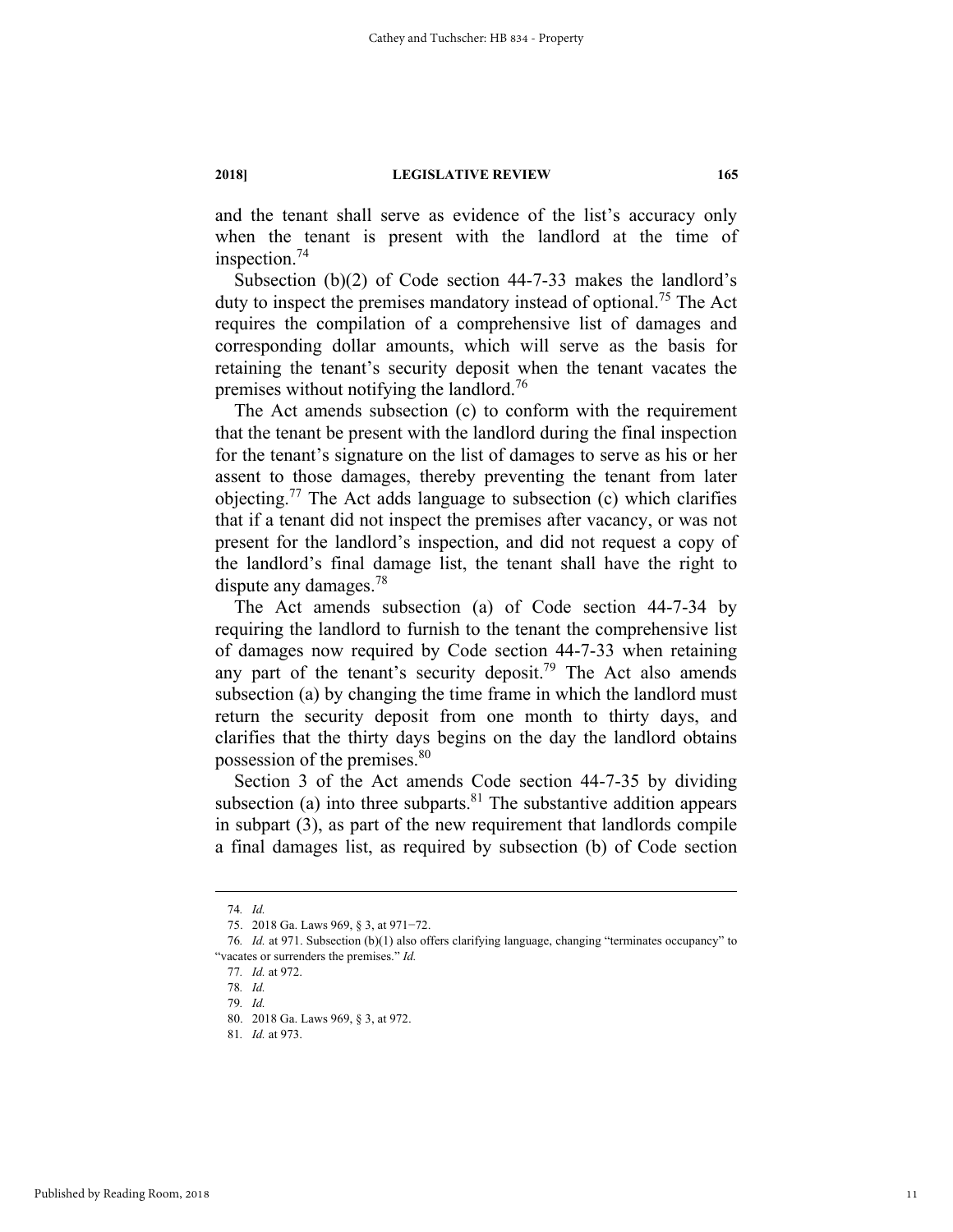and the tenant shall serve as evidence of the list's accuracy only when the tenant is present with the landlord at the time of inspection.[74]

Subsection (b)(2) of Code section 44-7-33 makes the landlord's duty to inspect the premises mandatory instead of optional.[75] The Act requires the compilation of a comprehensive list of damages and corresponding dollar amounts, which will serve as the basis for retaining the tenant's security deposit when the tenant vacates the premises without notifying the landlord.[76]

The Act amends subsection (c) to conform with the requirement that the tenant be present with the landlord during the final inspection for the tenant's signature on the list of damages to serve as his or her assent to those damages, thereby preventing the tenant from later objecting.[77] The Act adds language to subsection (c) which clarifies that if a tenant did not inspect the premises after vacancy, or was not present for the landlord's inspection, and did not request a copy of the landlord's final damage list, the tenant shall have the right to dispute any damages.[78]

The Act amends subsection (a) of Code section 44-7-34 by requiring the landlord to furnish to the tenant the comprehensive list of damages now required by Code section 44-7-33 when retaining any part of the tenant's security deposit.[79] The Act also amends subsection (a) by changing the time frame in which the landlord must return the security deposit from one month to thirty days, and clarifies that the thirty days begins on the day the landlord obtains possession of the premises.[80]

Section 3 of the Act amends Code section 44-7-35 by dividing subsection (a) into three subparts.[81] The substantive addition appears in subpart (3), as part of the new requirement that landlords compile a final damages list, as required by subsection (b) of Code section

---

74. *Id.*

75. 2018 Ga. Laws 969, § 3, at 971−72.

76. *Id.* at 971. Subsection (b)(1) also offers clarifying language, changing "terminates occupancy" to "vacates or surrenders the premises." *Id.*

77. *Id.* at 972.

78. *Id.*

79. *Id.*

80. 2018 Ga. Laws 969, § 3, at 972.

81. *Id.* at 973.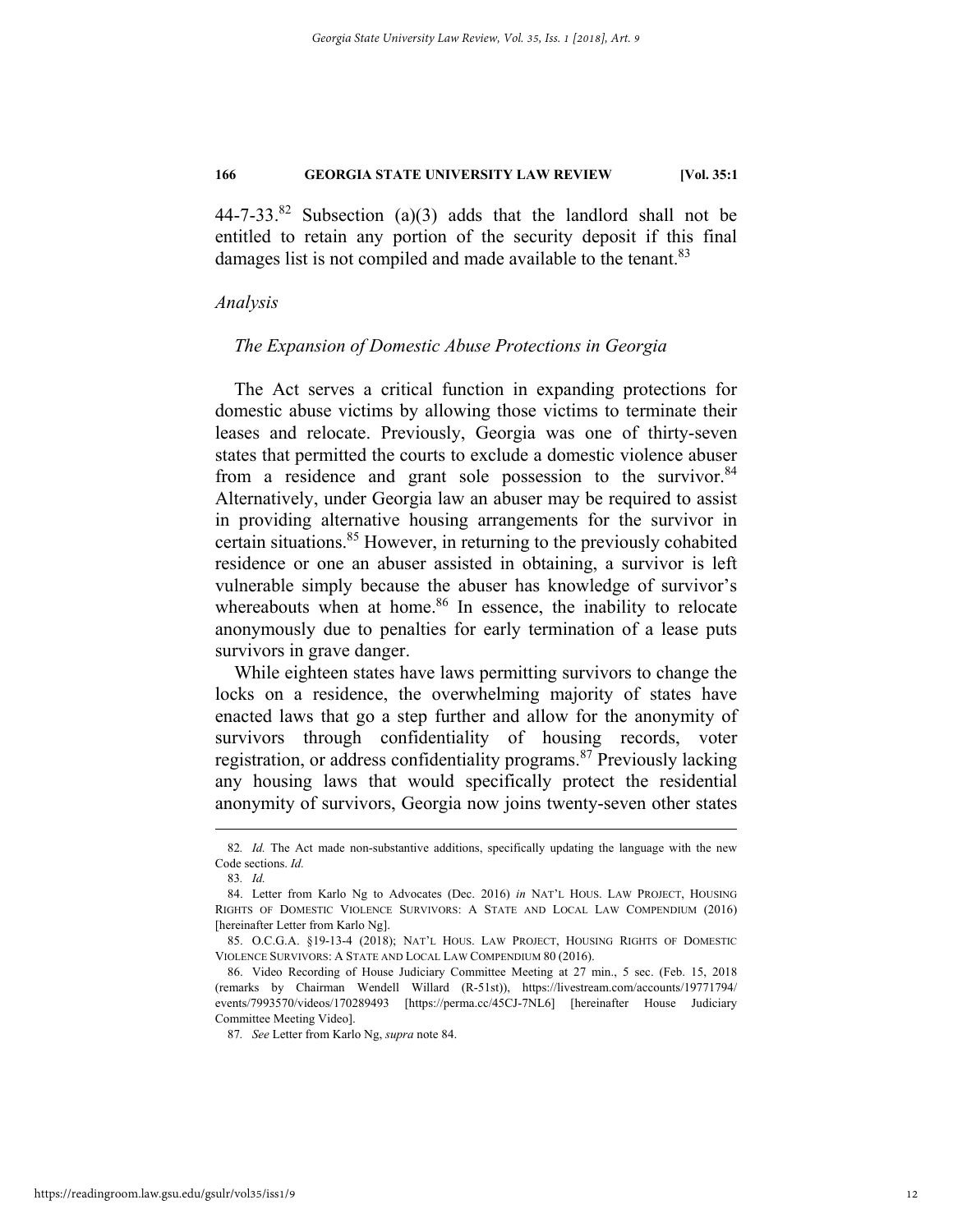44-7-33.[82] Subsection (a)(3) adds that the landlord shall not be entitled to retain any portion of the security deposit if this final damages list is not compiled and made available to the tenant.[83]

*Analysis*

*The Expansion of Domestic Abuse Protections in Georgia*

The Act serves a critical function in expanding protections for domestic abuse victims by allowing those victims to terminate their leases and relocate. Previously, Georgia was one of thirty-seven states that permitted the courts to exclude a domestic violence abuser from a residence and grant sole possession to the survivor.[84] Alternatively, under Georgia law an abuser may be required to assist in providing alternative housing arrangements for the survivor in certain situations.[85] However, in returning to the previously cohabited residence or one an abuser assisted in obtaining, a survivor is left vulnerable simply because the abuser has knowledge of survivor's whereabouts when at home.[86] In essence, the inability to relocate anonymously due to penalties for early termination of a lease puts survivors in grave danger.

While eighteen states have laws permitting survivors to change the locks on a residence, the overwhelming majority of states have enacted laws that go a step further and allow for the anonymity of survivors through confidentiality of housing records, voter registration, or address confidentiality programs.[87] Previously lacking any housing laws that would specifically protect the residential anonymity of survivors, Georgia now joins twenty-seven other states

---

82. *Id.* The Act made non-substantive additions, specifically updating the language with the new Code sections. *Id.*

83. *Id.*

84. Letter from Karlo Ng to Advocates (Dec. 2016) *in* NAT'L HOUS. LAW PROJECT, HOUSING RIGHTS OF DOMESTIC VIOLENCE SURVIVORS: A STATE AND LOCAL LAW COMPENDIUM (2016) [hereinafter Letter from Karlo Ng].

85. O.C.G.A. §19-13-4 (2018); NAT'L HOUS. LAW PROJECT, HOUSING RIGHTS OF DOMESTIC VIOLENCE SURVIVORS: A STATE AND LOCAL LAW COMPENDIUM 80 (2016).

86. Video Recording of House Judiciary Committee Meeting at 27 min., 5 sec. (Feb. 15, 2018 (remarks by Chairman Wendell Willard (R-51st)), https://livestream.com/accounts/19771794/events/7993570/videos/170289493 [https://perma.cc/45CJ-7NL6] [hereinafter House Judiciary Committee Meeting Video].

87. *See* Letter from Karlo Ng, *supra* note 84.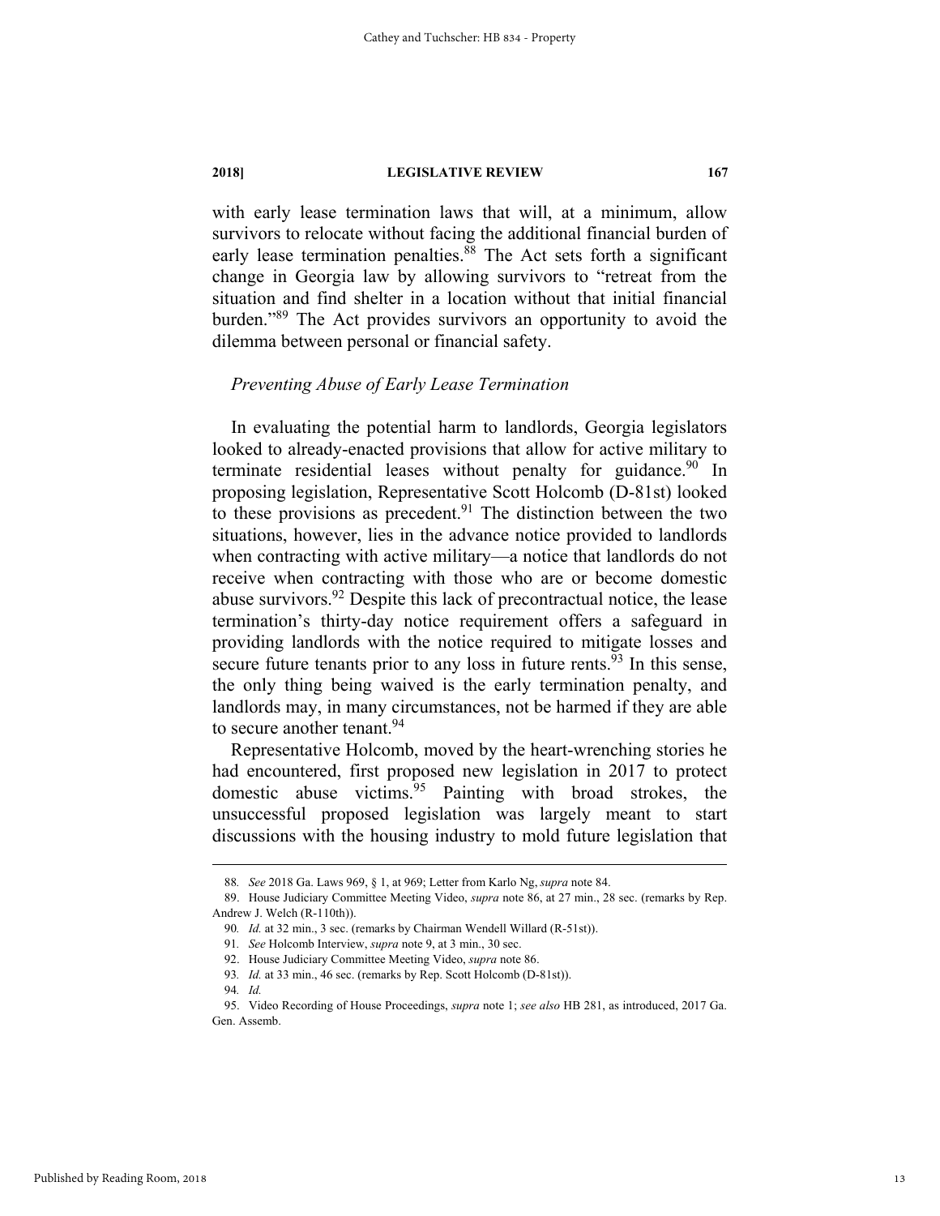with early lease termination laws that will, at a minimum, allow survivors to relocate without facing the additional financial burden of early lease termination penalties.[88] The Act sets forth a significant change in Georgia law by allowing survivors to "retreat from the situation and find shelter in a location without that initial financial burden."[89] The Act provides survivors an opportunity to avoid the dilemma between personal or financial safety.

### *Preventing Abuse of Early Lease Termination*

In evaluating the potential harm to landlords, Georgia legislators looked to already-enacted provisions that allow for active military to terminate residential leases without penalty for guidance.[90] In proposing legislation, Representative Scott Holcomb (D-81st) looked to these provisions as precedent.[91] The distinction between the two situations, however, lies in the advance notice provided to landlords when contracting with active military—a notice that landlords do not receive when contracting with those who are or become domestic abuse survivors.[92] Despite this lack of precontractual notice, the lease termination's thirty-day notice requirement offers a safeguard in providing landlords with the notice required to mitigate losses and secure future tenants prior to any loss in future rents.[93] In this sense, the only thing being waived is the early termination penalty, and landlords may, in many circumstances, not be harmed if they are able to secure another tenant.[94]

Representative Holcomb, moved by the heart-wrenching stories he had encountered, first proposed new legislation in 2017 to protect domestic abuse victims.[95] Painting with broad strokes, the unsuccessful proposed legislation was largely meant to start discussions with the housing industry to mold future legislation that

---

88. *See* 2018 Ga. Laws 969, § 1, at 969; Letter from Karlo Ng, *supra* note 84.

89. House Judiciary Committee Meeting Video, *supra* note 86, at 27 min., 28 sec. (remarks by Rep. Andrew J. Welch (R-110th)).

90. *Id.* at 32 min., 3 sec. (remarks by Chairman Wendell Willard (R-51st)).

91. *See* Holcomb Interview, *supra* note 9, at 3 min., 30 sec.

92. House Judiciary Committee Meeting Video, *supra* note 86.

93. *Id.* at 33 min., 46 sec. (remarks by Rep. Scott Holcomb (D-81st)).

94. *Id.*

95. Video Recording of House Proceedings, *supra* note 1; *see also* HB 281, as introduced, 2017 Ga. Gen. Assemb.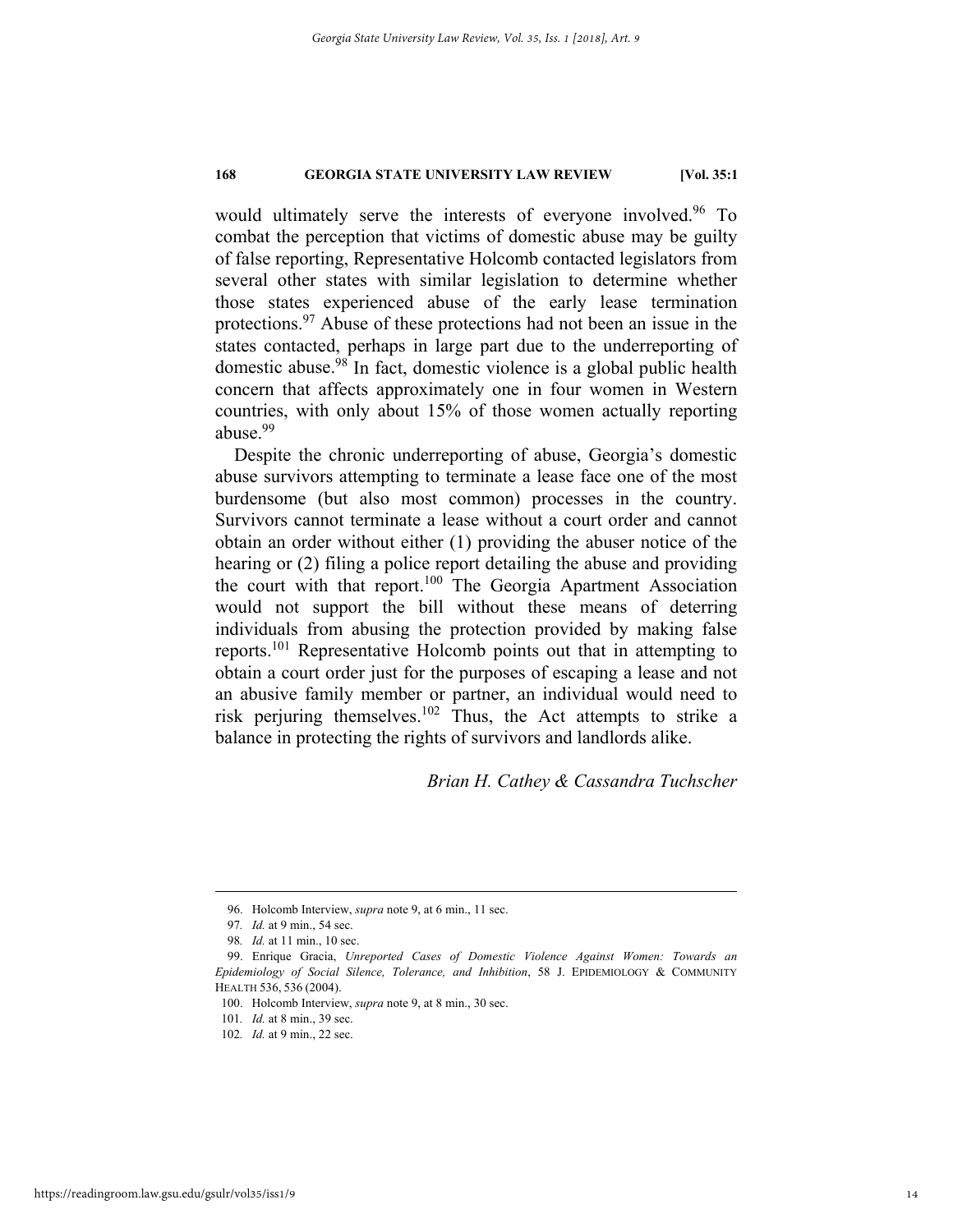would ultimately serve the interests of everyone involved.[96] To combat the perception that victims of domestic abuse may be guilty of false reporting, Representative Holcomb contacted legislators from several other states with similar legislation to determine whether those states experienced abuse of the early lease termination protections.[97] Abuse of these protections had not been an issue in the states contacted, perhaps in large part due to the underreporting of domestic abuse.[98] In fact, domestic violence is a global public health concern that affects approximately one in four women in Western countries, with only about 15% of those women actually reporting abuse.[99]

Despite the chronic underreporting of abuse, Georgia's domestic abuse survivors attempting to terminate a lease face one of the most burdensome (but also most common) processes in the country. Survivors cannot terminate a lease without a court order and cannot obtain an order without either (1) providing the abuser notice of the hearing or (2) filing a police report detailing the abuse and providing the court with that report.[100] The Georgia Apartment Association would not support the bill without these means of deterring individuals from abusing the protection provided by making false reports.[101] Representative Holcomb points out that in attempting to obtain a court order just for the purposes of escaping a lease and not an abusive family member or partner, an individual would need to risk perjuring themselves.[102] Thus, the Act attempts to strike a balance in protecting the rights of survivors and landlords alike.

*Brian H. Cathey & Cassandra Tuchscher*

---

96. Holcomb Interview, *supra* note 9, at 6 min., 11 sec.

97. *Id.* at 9 min., 54 sec.

98. *Id.* at 11 min., 10 sec.

99. Enrique Gracia, *Unreported Cases of Domestic Violence Against Women: Towards an Epidemiology of Social Silence, Tolerance, and Inhibition*, 58 J. EPIDEMIOLOGY & COMMUNITY HEALTH 536, 536 (2004).

100. Holcomb Interview, *supra* note 9, at 8 min., 30 sec.

101. *Id.* at 8 min., 39 sec.

102. *Id.* at 9 min., 22 sec.